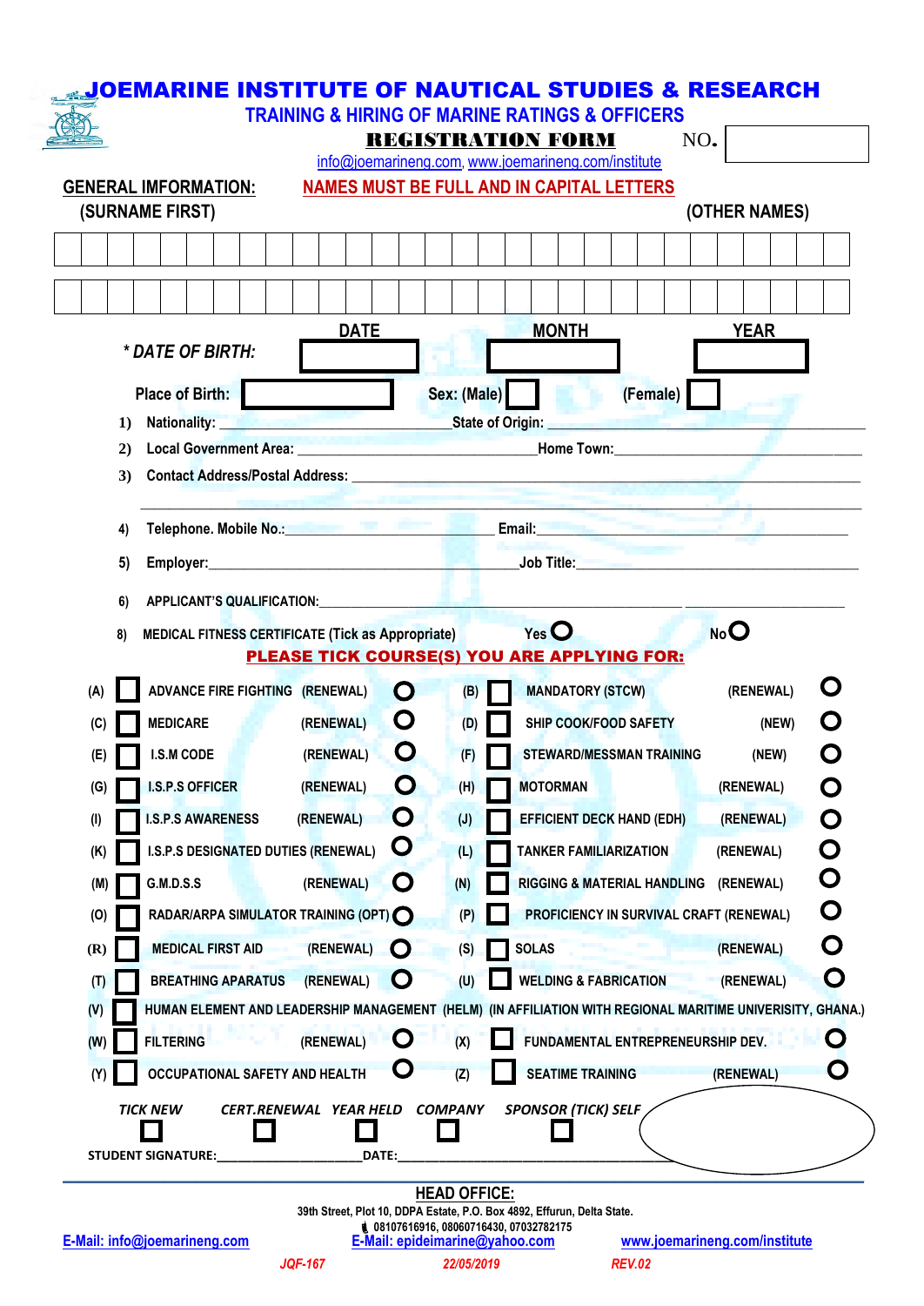# JOEMARINE INSTITUTE OF NAUTICAL STUDIES & RESEARCH

## TRAINING & HIRING OF MARINE RATINGS & OFFICERS

### REGISTRATION FORM

NO. ________

info@joemarineng.com, www.joemarineng.com/institute

**GENERAL IMFORMATION:** NAMES MUST BE FULL AND IN CAPITAL LETTERS

**(SURNAME FIRST)** **(OTHER NAMES)**

| | | | | | | | | | | | | | | | | | | | | | | | | | | | | | |
|---|---|---|---|---|---|---|---|---|---|---|---|---|---|---|---|---|---|---|---|---|---|---|---|---|---|---|---|---|---|
| | | | | | | | | | | | | | | | | | | | | | | | | | | | | | |

| | | | | | | | | | | | | | | | | | | | | | | | | | | | | | |
|---|---|---|---|---|---|---|---|---|---|---|---|---|---|---|---|---|---|---|---|---|---|---|---|---|---|---|---|---|---|
| | | | | | | | | | | | | | | | | | | | | | | | | | | | | | |

*** DATE OF BIRTH:** DATE ________ MONTH ________ YEAR ________

Place of Birth: ________ Sex: (Male) ☐ (Female) ☐

1) Nationality: ____________________ State of Origin: ____________________

2) Local Government Area: ____________________ Home Town: ____________________

3) Contact Address/Postal Address: ________________________________________

________________________________________

4) Telephone. Mobile No.: ____________________ Email: ____________________

5) Employer: ____________________ Job Title: ____________________

6) APPLICANT'S QUALIFICATION: ________________________________________

8) MEDICAL FITNESS CERTIFICATE (Tick as Appropriate) Yes ○ No ○

**PLEASE TICK COURSE(S) YOU ARE APPLYING FOR:**

| | Course | | | | Course | |
|---|---|---|---|---|---|---|
| (A) ☐ | ADVANCE FIRE FIGHTING | (RENEWAL) ○ | | (B) ☐ | MANDATORY (STCW) | (RENEWAL) ○ |
| (C) ☐ | MEDICARE | (RENEWAL) ○ | | (D) ☐ | SHIP COOK/FOOD SAFETY | (NEW) ○ |
| (E) ☐ | I.S.M CODE | (RENEWAL) ○ | | (F) ☐ | STEWARD/MESSMAN TRAINING | (NEW) ○ |
| (G) ☐ | I.S.P.S OFFICER | (RENEWAL) ○ | | (H) ☐ | MOTORMAN | (RENEWAL) ○ |
| (I) ☐ | I.S.P.S AWARENESS | (RENEWAL) ○ | | (J) ☐ | EFFICIENT DECK HAND (EDH) | (RENEWAL) ○ |
| (K) ☐ | I.S.P.S DESIGNATED DUTIES | (RENEWAL) ○ | | (L) ☐ | TANKER FAMILIARIZATION | (RENEWAL) ○ |
| (M) ☐ | G.M.D.S.S | (RENEWAL) ○ | | (N) ☐ | RIGGING & MATERIAL HANDLING | (RENEWAL) ○ |
| (O) ☐ | RADAR/ARPA SIMULATOR TRAINING | (OPT) ○ | | (P) ☐ | PROFICIENCY IN SURVIVAL CRAFT | (RENEWAL) ○ |
| (R) ☐ | MEDICAL FIRST AID | (RENEWAL) ○ | | (S) ☐ | SOLAS | (RENEWAL) ○ |
| (T) ☐ | BREATHING APARATUS | (RENEWAL) ○ | | (U) ☐ | WELDING & FABRICATION | (RENEWAL) ○ |

(V) ☐ HUMAN ELEMENT AND LEADERSHIP MANAGEMENT (HELM) (IN AFFILIATION WITH REGIONAL MARITIME UNIVERSITY, GHANA.)

| | Course | | | | Course | |
|---|---|---|---|---|---|---|
| (W) ☐ | FILTERING | (RENEWAL) ○ | | (X) ☐ | FUNDAMENTAL ENTREPRENEURSHIP DEV. | ○ |
| (Y) ☐ | OCCUPATIONAL SAFETY AND HEALTH | ○ | | (Z) ☐ | SEATIME TRAINING | (RENEWAL) ○ |

*TICK NEW* ☐ *CERT.RENEWAL* ☐ *YEAR HELD* ☐ *COMPANY* ☐ *SPONSOR (TICK) SELF* ☐

STUDENT SIGNATURE: ____________________ DATE: ____________________

**HEAD OFFICE:**

39th Street, Plot 10, DDPA Estate, P.O. Box 4892, Effurun, Delta State.

08107616916, 08060716430, 07032782175

E-Mail: info@joemarineng.com E-Mail: epideimarine@yahoo.com www.joemarineng.com/institute

*JQF-167* *22/05/2019* *REV.02*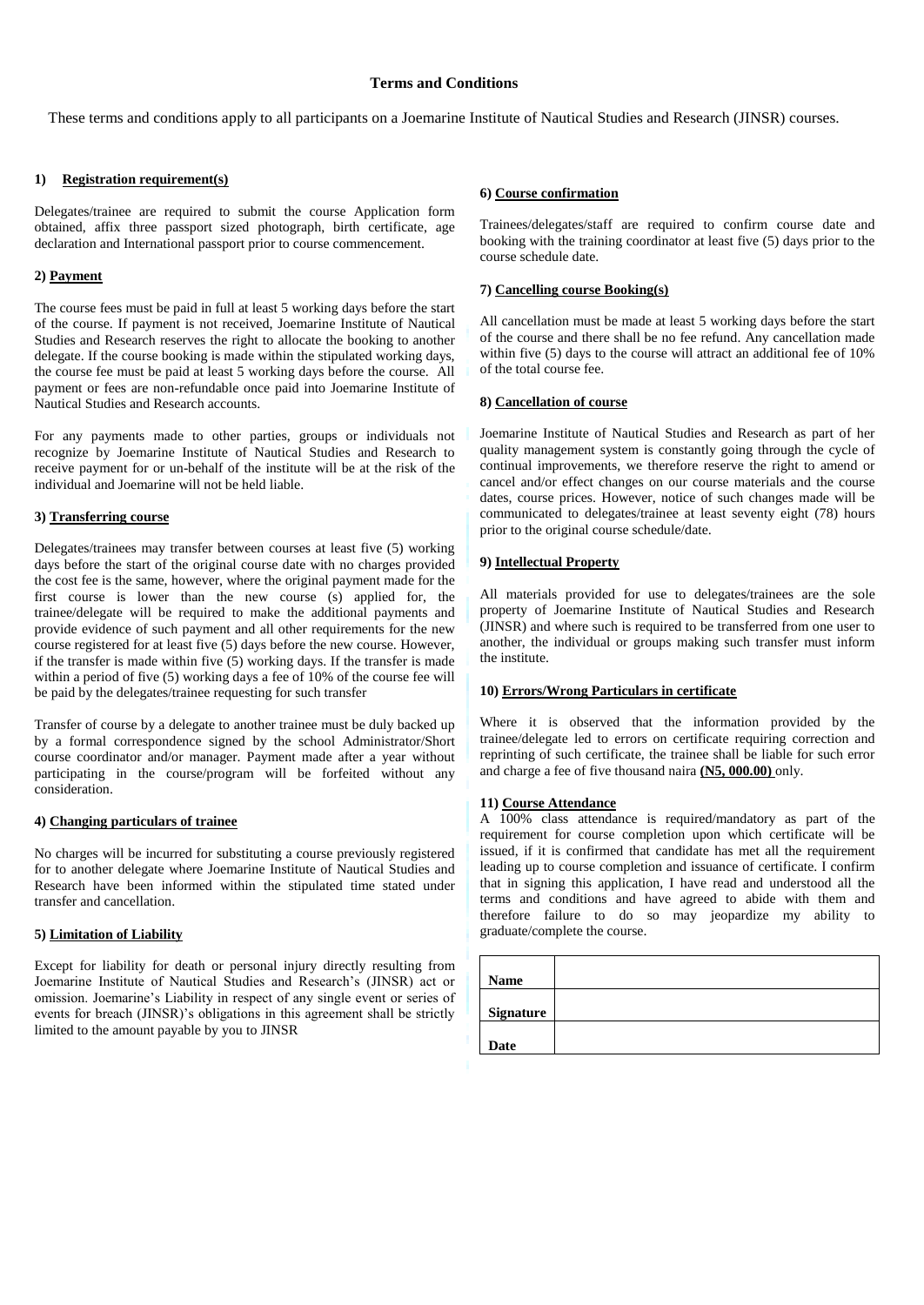## Terms and Conditions

These terms and conditions apply to all participants on a Joemarine Institute of Nautical Studies and Research (JINSR) courses.

### 1) Registration requirement(s)

Delegates/trainee are required to submit the course Application form obtained, affix three passport sized photograph, birth certificate, age declaration and International passport prior to course commencement.

### 2) Payment

The course fees must be paid in full at least 5 working days before the start of the course. If payment is not received, Joemarine Institute of Nautical Studies and Research reserves the right to allocate the booking to another delegate. If the course booking is made within the stipulated working days, the course fee must be paid at least 5 working days before the course. All payment or fees are non-refundable once paid into Joemarine Institute of Nautical Studies and Research accounts.

For any payments made to other parties, groups or individuals not recognize by Joemarine Institute of Nautical Studies and Research to receive payment for or un-behalf of the institute will be at the risk of the individual and Joemarine will not be held liable.

### 3) Transferring course

Delegates/trainees may transfer between courses at least five (5) working days before the start of the original course date with no charges provided the cost fee is the same, however, where the original payment made for the first course is lower than the new course (s) applied for, the trainee/delegate will be required to make the additional payments and provide evidence of such payment and all other requirements for the new course registered for at least five (5) days before the new course. However, if the transfer is made within five (5) working days. If the transfer is made within a period of five (5) working days a fee of 10% of the course fee will be paid by the delegates/trainee requesting for such transfer

Transfer of course by a delegate to another trainee must be duly backed up by a formal correspondence signed by the school Administrator/Short course coordinator and/or manager. Payment made after a year without participating in the course/program will be forfeited without any consideration.

### 4) Changing particulars of trainee

No charges will be incurred for substituting a course previously registered for to another delegate where Joemarine Institute of Nautical Studies and Research have been informed within the stipulated time stated under transfer and cancellation.

### 5) Limitation of Liability

Except for liability for death or personal injury directly resulting from Joemarine Institute of Nautical Studies and Research's (JINSR) act or omission. Joemarine's Liability in respect of any single event or series of events for breach (JINSR)'s obligations in this agreement shall be strictly limited to the amount payable by you to JINSR

### 6) Course confirmation

Trainees/delegates/staff are required to confirm course date and booking with the training coordinator at least five (5) days prior to the course schedule date.

### 7) Cancelling course Booking(s)

All cancellation must be made at least 5 working days before the start of the course and there shall be no fee refund. Any cancellation made within five (5) days to the course will attract an additional fee of 10% of the total course fee.

### 8) Cancellation of course

Joemarine Institute of Nautical Studies and Research as part of her quality management system is constantly going through the cycle of continual improvements, we therefore reserve the right to amend or cancel and/or effect changes on our course materials and the course dates, course prices. However, notice of such changes made will be communicated to delegates/trainee at least seventy eight (78) hours prior to the original course schedule/date.

### 9) Intellectual Property

All materials provided for use to delegates/trainees are the sole property of Joemarine Institute of Nautical Studies and Research (JINSR) and where such is required to be transferred from one user to another, the individual or groups making such transfer must inform the institute.

### 10) Errors/Wrong Particulars in certificate

Where it is observed that the information provided by the trainee/delegate led to errors on certificate requiring correction and reprinting of such certificate, the trainee shall be liable for such error and charge a fee of five thousand naira **(N5, 000.00)** only.

### 11) Course Attendance

A 100% class attendance is required/mandatory as part of the requirement for course completion upon which certificate will be issued, if it is confirmed that candidate has met all the requirement leading up to course completion and issuance of certificate. I confirm that in signing this application, I have read and understood all the terms and conditions and have agreed to abide with them and therefore failure to do so may jeopardize my ability to graduate/complete the course.

| | |
|---|---|
| **Name** | |
| **Signature** | |
| **Date** | |